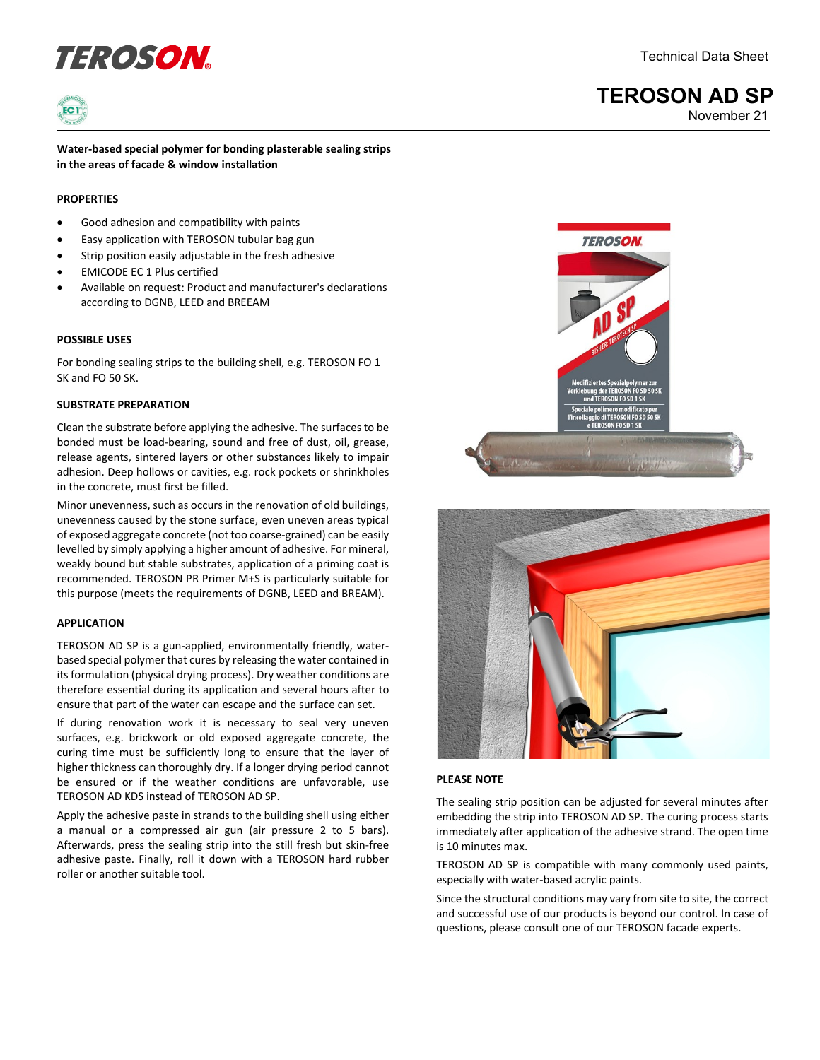# TEROSON AD SP

Technical Data Sheet

November 21

**Water-based special polymer for bonding plasterable sealing strips in the areas of facade & window installation**

## PROPERTIES

- Good adhesion and compatibility with paints
- Easy application with TEROSON tubular bag gun
- Strip position easily adjustable in the fresh adhesive
- EMICODE EC 1 Plus certified
- Available on request: Product and manufacturer's declarations according to DGNB, LEED and BREEAM

## POSSIBLE USES

For bonding sealing strips to the building shell, e.g. TEROSON FO 1 SK and FO 50 SK.

## SUBSTRATE PREPARATION

Clean the substrate before applying the adhesive. The surfaces to be bonded must be load-bearing, sound and free of dust, oil, grease, release agents, sintered layers or other substances likely to impair adhesion. Deep hollows or cavities, e.g. rock pockets or shrinkholes in the concrete, must first be filled.

Minor unevenness, such as occurs in the renovation of old buildings, unevenness caused by the stone surface, even uneven areas typical of exposed aggregate concrete (not too coarse-grained) can be easily levelled by simply applying a higher amount of adhesive. For mineral, weakly bound but stable substrates, application of a priming coat is recommended. TEROSON PR Primer M+S is particularly suitable for this purpose (meets the requirements of DGNB, LEED and BREAM).

## APPLICATION

TEROSON AD SP is a gun-applied, environmentally friendly, water-based special polymer that cures by releasing the water contained in its formulation (physical drying process). Dry weather conditions are therefore essential during its application and several hours after to ensure that part of the water can escape and the surface can set.

If during renovation work it is necessary to seal very uneven surfaces, e.g. brickwork or old exposed aggregate concrete, the curing time must be sufficiently long to ensure that the layer of higher thickness can thoroughly dry. If a longer drying period cannot be ensured or if the weather conditions are unfavorable, use TEROSON AD KDS instead of TEROSON AD SP.

Apply the adhesive paste in strands to the building shell using either a manual or a compressed air gun (air pressure 2 to 5 bars). Afterwards, press the sealing strip into the still fresh but skin-free adhesive paste. Finally, roll it down with a TEROSON hard rubber roller or another suitable tool.

## PLEASE NOTE

The sealing strip position can be adjusted for several minutes after embedding the strip into TEROSON AD SP. The curing process starts immediately after application of the adhesive strand. The open time is 10 minutes max.

TEROSON AD SP is compatible with many commonly used paints, especially with water-based acrylic paints.

Since the structural conditions may vary from site to site, the correct and successful use of our products is beyond our control. In case of questions, please consult one of our TEROSON facade experts.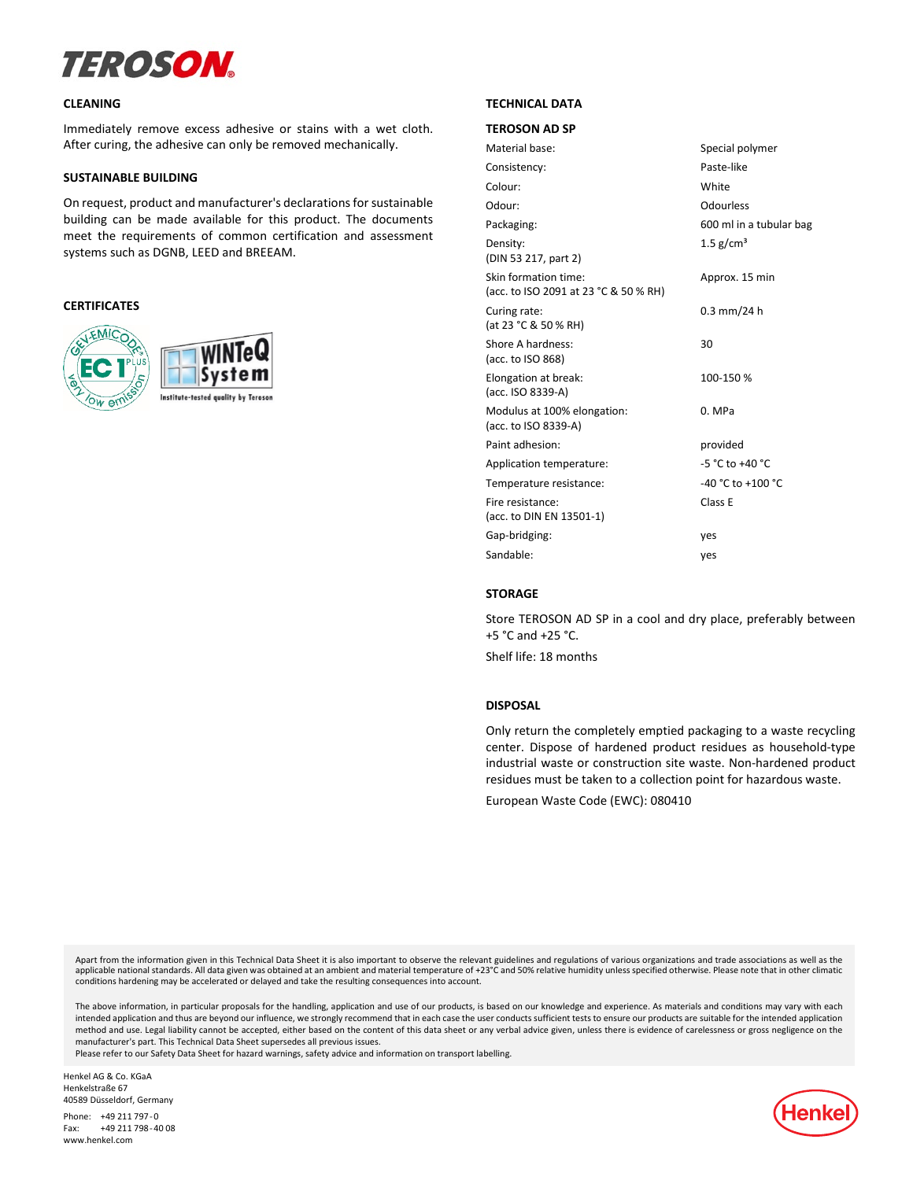## CLEANING

Immediately remove excess adhesive or stains with a wet cloth. After curing, the adhesive can only be removed mechanically.

## SUSTAINABLE BUILDING

On request, product and manufacturer's declarations for sustainable building can be made available for this product. The documents meet the requirements of common certification and assessment systems such as DGNB, LEED and BREEAM.

## CERTIFICATES

## TECHNICAL DATA

### TEROSON AD SP

| | |
|---|---|
| Material base: | Special polymer |
| Consistency: | Paste-like |
| Colour: | White |
| Odour: | Odourless |
| Packaging: | 600 ml in a tubular bag |
| Density: (DIN 53 217, part 2) | 1.5 g/cm³ |
| Skin formation time: (acc. to ISO 2091 at 23 °C & 50 % RH) | Approx. 15 min |
| Curing rate: (at 23 °C & 50 % RH) | 0.3 mm/24 h |
| Shore A hardness: (acc. to ISO 868) | 30 |
| Elongation at break: (acc. ISO 8339-A) | 100-150 % |
| Modulus at 100% elongation: (acc. to ISO 8339-A) | 0. MPa |
| Paint adhesion: | provided |
| Application temperature: | -5 °C to +40 °C |
| Temperature resistance: | -40 °C to +100 °C |
| Fire resistance: (acc. to DIN EN 13501-1) | Class E |
| Gap-bridging: | yes |
| Sandable: | yes |

## STORAGE

Store TEROSON AD SP in a cool and dry place, preferably between +5 °C and +25 °C.

Shelf life: 18 months

## DISPOSAL

Only return the completely emptied packaging to a waste recycling center. Dispose of hardened product residues as household-type industrial waste or construction site waste. Non-hardened product residues must be taken to a collection point for hazardous waste.

European Waste Code (EWC): 080410

Apart from the information given in this Technical Data Sheet it is also important to observe the relevant guidelines and regulations of various organizations and trade associations as well as the applicable national standards. All data given was obtained at an ambient and material temperature of +23°C and 50% relative humidity unless specified otherwise. Please note that in other climatic conditions hardening may be accelerated or delayed and take the resulting consequences into account.

The above information, in particular proposals for the handling, application and use of our products, is based on our knowledge and experience. As materials and conditions may vary with each intended application and thus are beyond our influence, we strongly recommend that in each case the user conducts sufficient tests to ensure our products are suitable for the intended application method and use. Legal liability cannot be accepted, either based on the content of this data sheet or any verbal advice given, unless there is evidence of carelessness or gross negligence on the manufacturer's part. This Technical Data Sheet supersedes all previous issues.
Please refer to our Safety Data Sheet for hazard warnings, safety advice and information on transport labelling.

Henkel AG & Co. KGaA
Henkelstraße 67
40589 Düsseldorf, Germany

Phone: +49 211 797-0
Fax: +49 211 798-40 08
www.henkel.com